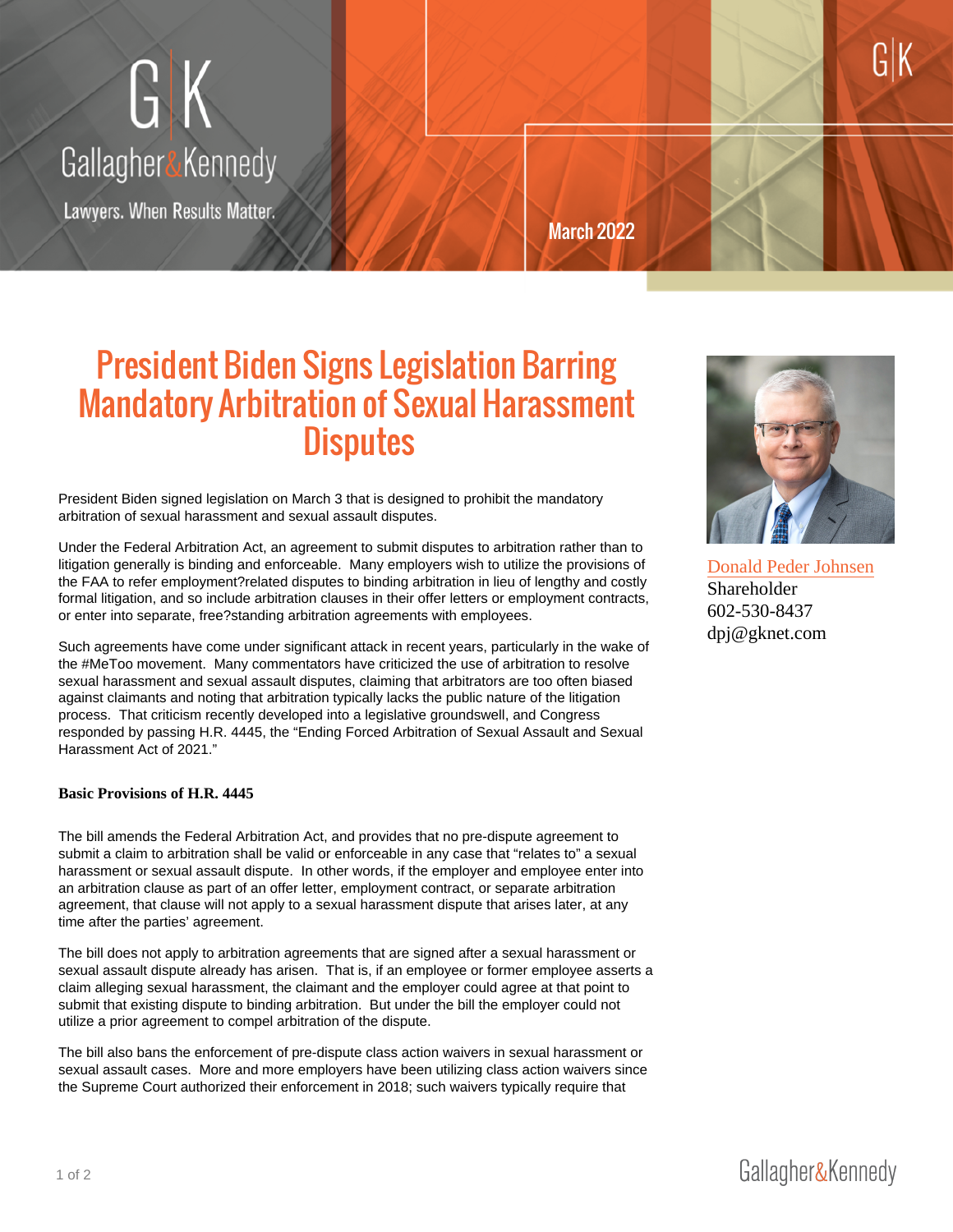Gallagher&Kennedy

Lawyers. When Results Matter.

March 2022

# President Biden Signs Legislation Barring Mandatory Arbitration of Sexual Harassment Disputes

Donald Peder Johnsen
Shareholder
602-530-8437
dpj@gknet.com

President Biden signed legislation on March 3 that is designed to prohibit the mandatory arbitration of sexual harassment and sexual assault disputes.

Under the Federal Arbitration Act, an agreement to submit disputes to arbitration rather than to litigation generally is binding and enforceable. Many employers wish to utilize the provisions of the FAA to refer employment?related disputes to binding arbitration in lieu of lengthy and costly formal litigation, and so include arbitration clauses in their offer letters or employment contracts, or enter into separate, free?standing arbitration agreements with employees.

Such agreements have come under significant attack in recent years, particularly in the wake of the #MeToo movement. Many commentators have criticized the use of arbitration to resolve sexual harassment and sexual assault disputes, claiming that arbitrators are too often biased against claimants and noting that arbitration typically lacks the public nature of the litigation process. That criticism recently developed into a legislative groundswell, and Congress responded by passing H.R. 4445, the "Ending Forced Arbitration of Sexual Assault and Sexual Harassment Act of 2021."

**Basic Provisions of H.R. 4445**

The bill amends the Federal Arbitration Act, and provides that no pre-dispute agreement to submit a claim to arbitration shall be valid or enforceable in any case that "relates to" a sexual harassment or sexual assault dispute. In other words, if the employer and employee enter into an arbitration clause as part of an offer letter, employment contract, or separate arbitration agreement, that clause will not apply to a sexual harassment dispute that arises later, at any time after the parties' agreement.

The bill does not apply to arbitration agreements that are signed after a sexual harassment or sexual assault dispute already has arisen. That is, if an employee or former employee asserts a claim alleging sexual harassment, the claimant and the employer could agree at that point to submit that existing dispute to binding arbitration. But under the bill the employer could not utilize a prior agreement to compel arbitration of the dispute.

The bill also bans the enforcement of pre-dispute class action waivers in sexual harassment or sexual assault cases. More and more employers have been utilizing class action waivers since the Supreme Court authorized their enforcement in 2018; such waivers typically require that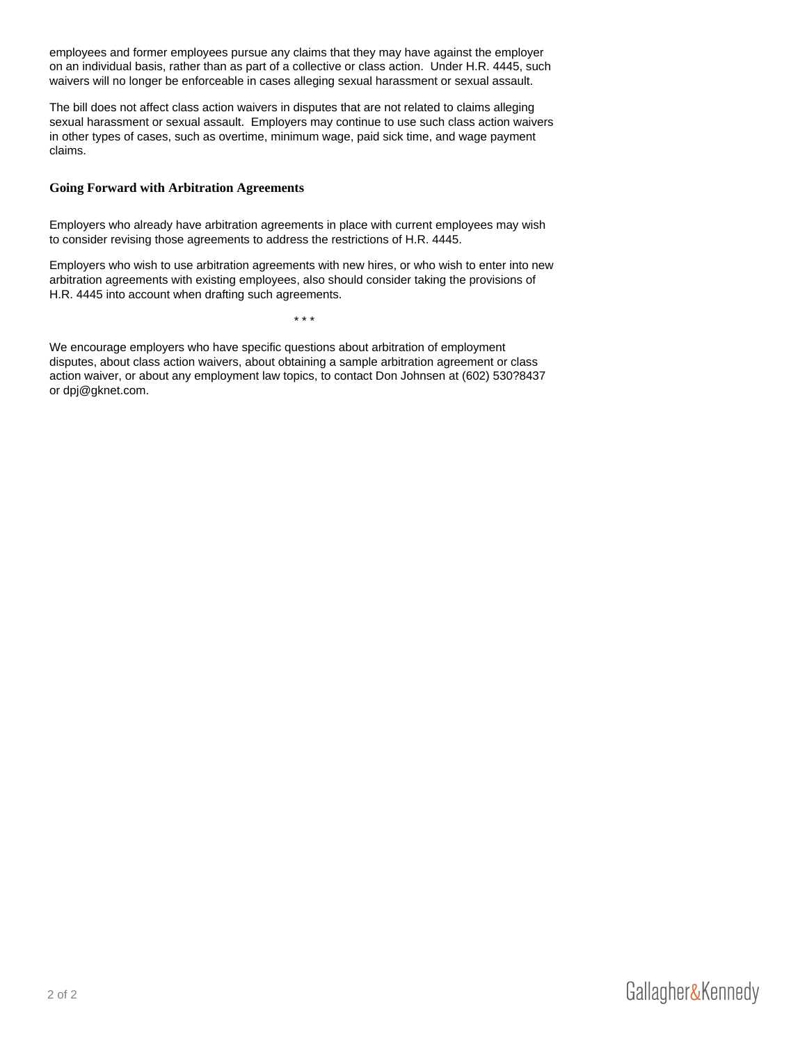employees and former employees pursue any claims that they may have against the employer on an individual basis, rather than as part of a collective or class action. Under H.R. 4445, such waivers will no longer be enforceable in cases alleging sexual harassment or sexual assault.

The bill does not affect class action waivers in disputes that are not related to claims alleging sexual harassment or sexual assault. Employers may continue to use such class action waivers in other types of cases, such as overtime, minimum wage, paid sick time, and wage payment claims.

## Going Forward with Arbitration Agreements

Employers who already have arbitration agreements in place with current employees may wish to consider revising those agreements to address the restrictions of H.R. 4445.

Employers who wish to use arbitration agreements with new hires, or who wish to enter into new arbitration agreements with existing employees, also should consider taking the provisions of H.R. 4445 into account when drafting such agreements.

\* \* \*

We encourage employers who have specific questions about arbitration of employment disputes, about class action waivers, about obtaining a sample arbitration agreement or class action waiver, or about any employment law topics, to contact Don Johnsen at (602) 530?8437 or dpj@gknet.com.